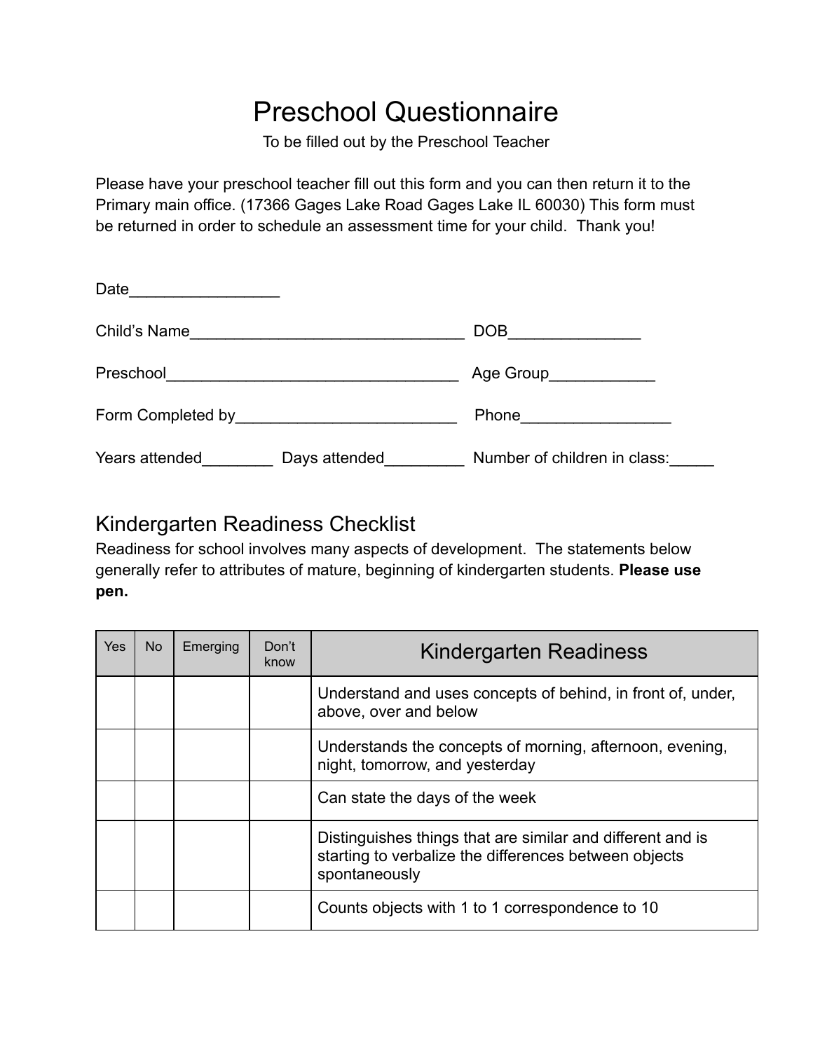# Preschool Questionnaire

To be filled out by the Preschool Teacher

Please have your preschool teacher fill out this form and you can then return it to the Primary main office. (17366 Gages Lake Road Gages Lake IL 60030) This form must be returned in order to schedule an assessment time for your child. Thank you!

Date_________________

Child's Name_______________________________ DOB______________

Preschool_________________________________ Age Group____________

Form Completed by_________________________ Phone_________________

Years attended________ Days attended_________ Number of children in class:_____

## Kindergarten Readiness Checklist

Readiness for school involves many aspects of development. The statements below generally refer to attributes of mature, beginning of kindergarten students. **Please use pen.**

| Yes | No | Emerging | Don't know | Kindergarten Readiness |
|---|---|---|---|---|
| | | | | Understand and uses concepts of behind, in front of, under, above, over and below |
| | | | | Understands the concepts of morning, afternoon, evening, night, tomorrow, and yesterday |
| | | | | Can state the days of the week |
| | | | | Distinguishes things that are similar and different and is starting to verbalize the differences between objects spontaneously |
| | | | | Counts objects with 1 to 1 correspondence to 10 |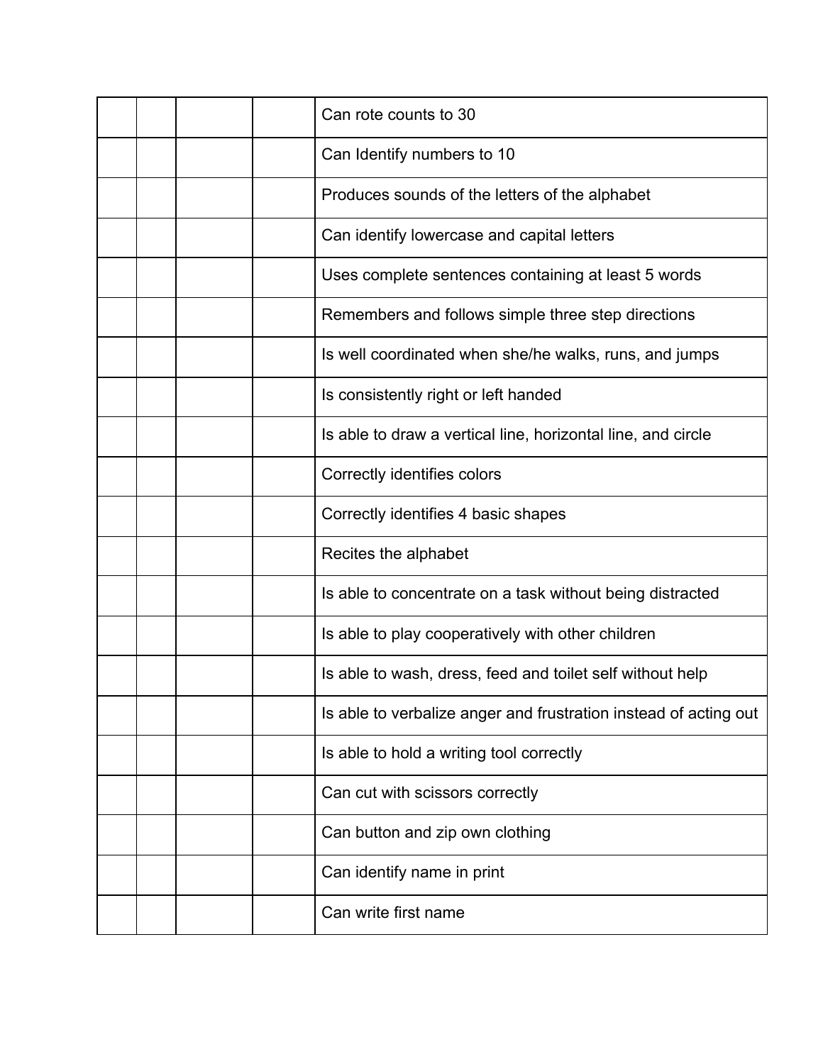| | | | | |
|---|---|---|---|---|
| | | | | Can rote counts to 30 |
| | | | | Can Identify numbers to 10 |
| | | | | Produces sounds of the letters of the alphabet |
| | | | | Can identify lowercase and capital letters |
| | | | | Uses complete sentences containing at least 5 words |
| | | | | Remembers and follows simple three step directions |
| | | | | Is well coordinated when she/he walks, runs, and jumps |
| | | | | Is consistently right or left handed |
| | | | | Is able to draw a vertical line, horizontal line, and circle |
| | | | | Correctly identifies colors |
| | | | | Correctly identifies 4 basic shapes |
| | | | | Recites the alphabet |
| | | | | Is able to concentrate on a task without being distracted |
| | | | | Is able to play cooperatively with other children |
| | | | | Is able to wash, dress, feed and toilet self without help |
| | | | | Is able to verbalize anger and frustration instead of acting out |
| | | | | Is able to hold a writing tool correctly |
| | | | | Can cut with scissors correctly |
| | | | | Can button and zip own clothing |
| | | | | Can identify name in print |
| | | | | Can write first name |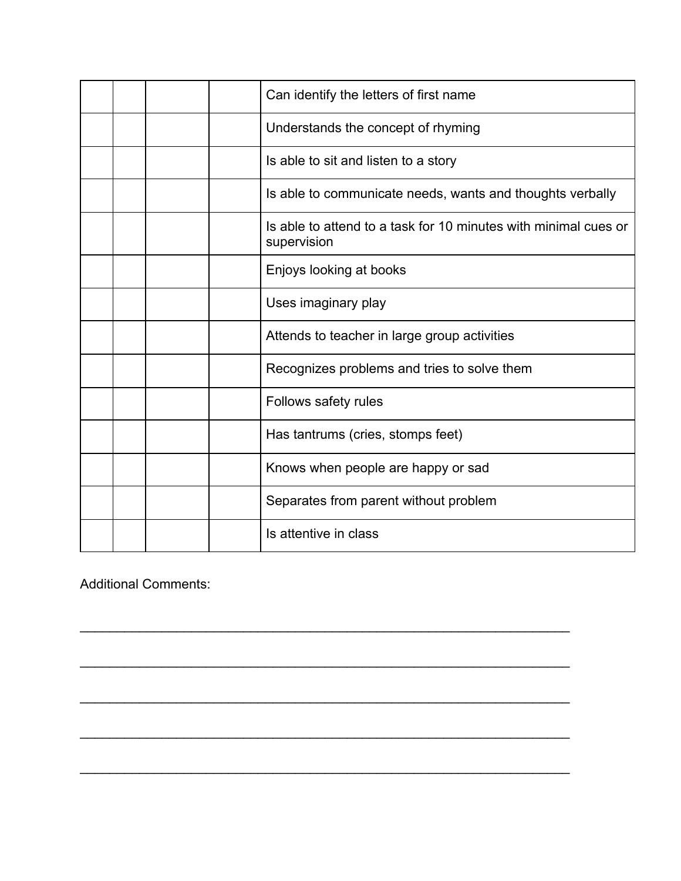| | | | | |
|---|---|---|---|---|
| | | | | Can identify the letters of first name |
| | | | | Understands the concept of rhyming |
| | | | | Is able to sit and listen to a story |
| | | | | Is able to communicate needs, wants and thoughts verbally |
| | | | | Is able to attend to a task for 10 minutes with minimal cues or supervision |
| | | | | Enjoys looking at books |
| | | | | Uses imaginary play |
| | | | | Attends to teacher in large group activities |
| | | | | Recognizes problems and tries to solve them |
| | | | | Follows safety rules |
| | | | | Has tantrums (cries, stomps feet) |
| | | | | Knows when people are happy or sad |
| | | | | Separates from parent without problem |
| | | | | Is attentive in class |

Additional Comments:

_______________________________________________________________

_______________________________________________________________

_______________________________________________________________

_______________________________________________________________

_______________________________________________________________